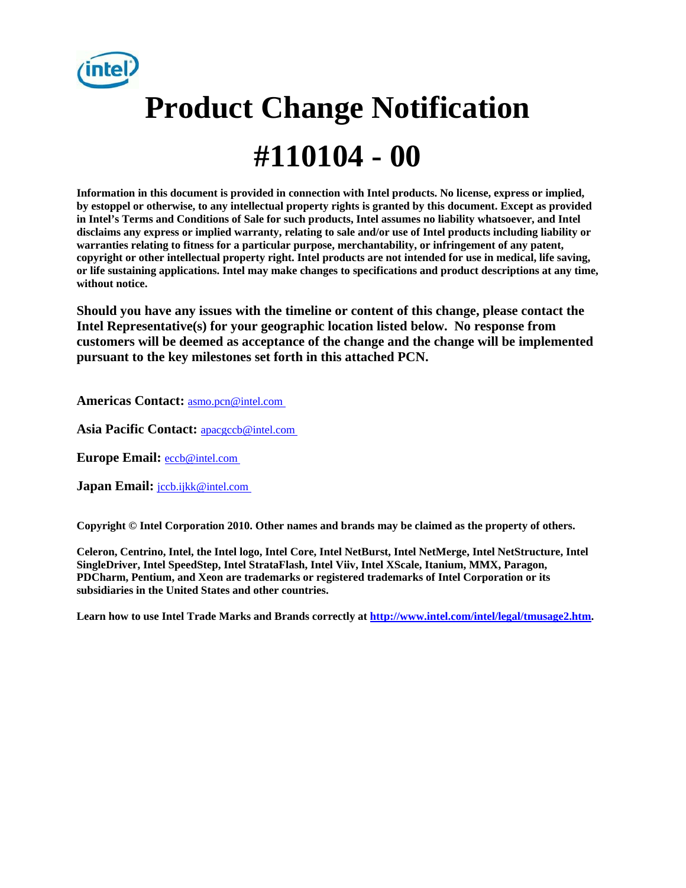# Product Change Notification

# #110104 - 00

**Information in this document is provided in connection with Intel products. No license, express or implied, by estoppel or otherwise, to any intellectual property rights is granted by this document. Except as provided in Intel's Terms and Conditions of Sale for such products, Intel assumes no liability whatsoever, and Intel disclaims any express or implied warranty, relating to sale and/or use of Intel products including liability or warranties relating to fitness for a particular purpose, merchantability, or infringement of any patent, copyright or other intellectual property right. Intel products are not intended for use in medical, life saving, or life sustaining applications. Intel may make changes to specifications and product descriptions at any time, without notice.**

**Should you have any issues with the timeline or content of this change, please contact the Intel Representative(s) for your geographic location listed below. No response from customers will be deemed as acceptance of the change and the change will be implemented pursuant to the key milestones set forth in this attached PCN.**

**Americas Contact:** asmo.pcn@intel.com

**Asia Pacific Contact:** apacgccb@intel.com

**Europe Email:** eccb@intel.com

**Japan Email:** jccb.ijkk@intel.com

**Copyright © Intel Corporation 2010. Other names and brands may be claimed as the property of others.**

**Celeron, Centrino, Intel, the Intel logo, Intel Core, Intel NetBurst, Intel NetMerge, Intel NetStructure, Intel SingleDriver, Intel SpeedStep, Intel StrataFlash, Intel Viiv, Intel XScale, Itanium, MMX, Paragon, PDCharm, Pentium, and Xeon are trademarks or registered trademarks of Intel Corporation or its subsidiaries in the United States and other countries.**

**Learn how to use Intel Trade Marks and Brands correctly at http://www.intel.com/intel/legal/tmusage2.htm.**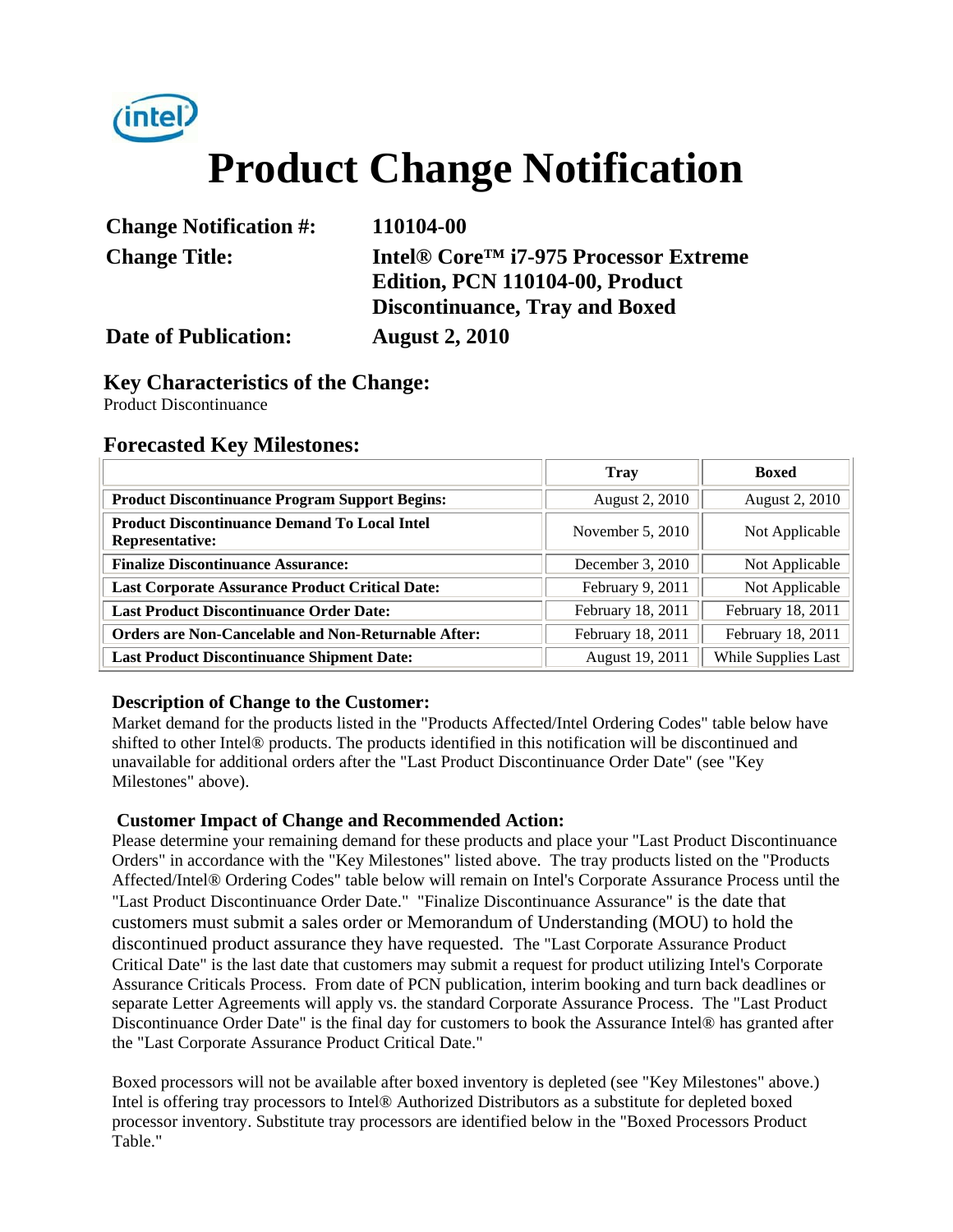# Product Change Notification

| | |
|---|---|
| **Change Notification #:** | **110104-00** |
| **Change Title:** | **Intel® Core™ i7-975 Processor Extreme Edition, PCN 110104-00, Product Discontinuance, Tray and Boxed** |
| **Date of Publication:** | **August 2, 2010** |

## Key Characteristics of the Change:

Product Discontinuance

## Forecasted Key Milestones:

| | Tray | Boxed |
|---|---|---|
| **Product Discontinuance Program Support Begins:** | August 2, 2010 | August 2, 2010 |
| **Product Discontinuance Demand To Local Intel Representative:** | November 5, 2010 | Not Applicable |
| **Finalize Discontinuance Assurance:** | December 3, 2010 | Not Applicable |
| **Last Corporate Assurance Product Critical Date:** | February 9, 2011 | Not Applicable |
| **Last Product Discontinuance Order Date:** | February 18, 2011 | February 18, 2011 |
| **Orders are Non-Cancelable and Non-Returnable After:** | February 18, 2011 | February 18, 2011 |
| **Last Product Discontinuance Shipment Date:** | August 19, 2011 | While Supplies Last |

### Description of Change to the Customer:

Market demand for the products listed in the "Products Affected/Intel Ordering Codes" table below have shifted to other Intel® products. The products identified in this notification will be discontinued and unavailable for additional orders after the "Last Product Discontinuance Order Date" (see "Key Milestones" above).

### Customer Impact of Change and Recommended Action:

Please determine your remaining demand for these products and place your "Last Product Discontinuance Orders" in accordance with the "Key Milestones" listed above. The tray products listed on the "Products Affected/Intel® Ordering Codes" table below will remain on Intel's Corporate Assurance Process until the "Last Product Discontinuance Order Date." "Finalize Discontinuance Assurance" is the date that customers must submit a sales order or Memorandum of Understanding (MOU) to hold the discontinued product assurance they have requested. The "Last Corporate Assurance Product Critical Date" is the last date that customers may submit a request for product utilizing Intel's Corporate Assurance Criticals Process. From date of PCN publication, interim booking and turn back deadlines or separate Letter Agreements will apply vs. the standard Corporate Assurance Process. The "Last Product Discontinuance Order Date" is the final day for customers to book the Assurance Intel® has granted after the "Last Corporate Assurance Product Critical Date."

Boxed processors will not be available after boxed inventory is depleted (see "Key Milestones" above.) Intel is offering tray processors to Intel® Authorized Distributors as a substitute for depleted boxed processor inventory. Substitute tray processors are identified below in the "Boxed Processors Product Table."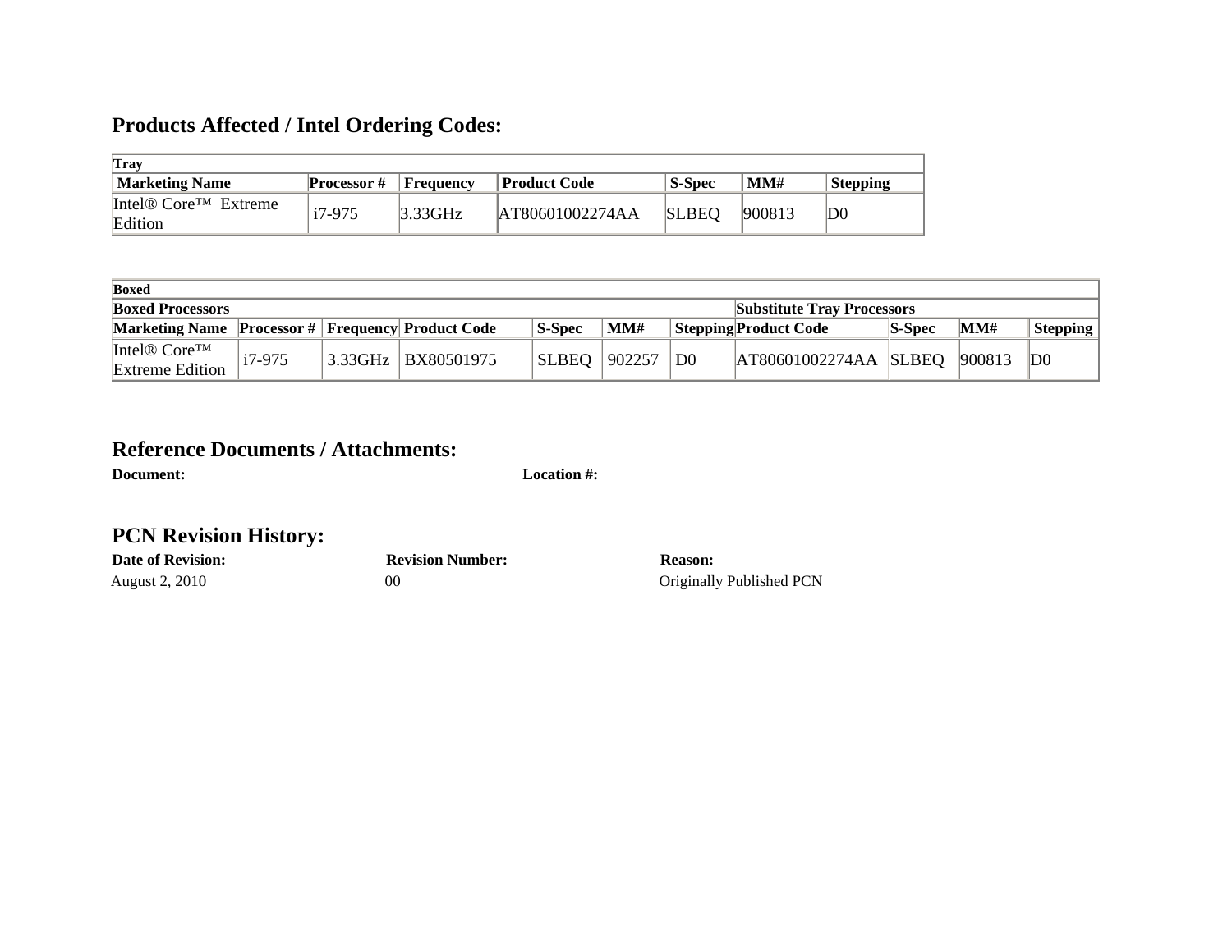## Products Affected / Intel Ordering Codes:

| Tray | | | | | | |
|---|---|---|---|---|---|---|
| **Marketing Name** | **Processor #** | **Frequency** | **Product Code** | **S-Spec** | **MM#** | **Stepping** |
| Intel® Core™ Extreme Edition | i7-975 | 3.33GHz | AT80601002274AA | SLBEQ | 900813 | D0 |

| Boxed | | | | | | | | | | |
|---|---|---|---|---|---|---|---|---|---|---|
| **Boxed Processors** | | | | | | | **Substitute Tray Processors** | | | |
| **Marketing Name** | **Processor #** | **Frequency** | **Product Code** | **S-Spec** | **MM#** | **Stepping** | **Product Code** | **S-Spec** | **MM#** | **Stepping** |
| Intel® Core™ Extreme Edition | i7-975 | 3.33GHz | BX80501975 | SLBEQ | 902257 | D0 | AT80601002274AA | SLBEQ | 900813 | D0 |

## Reference Documents / Attachments:

**Document:** **Location #:**

## PCN Revision History:

| **Date of Revision:** | **Revision Number:** | **Reason:** |
|---|---|---|
| August 2, 2010 | 00 | Originally Published PCN |